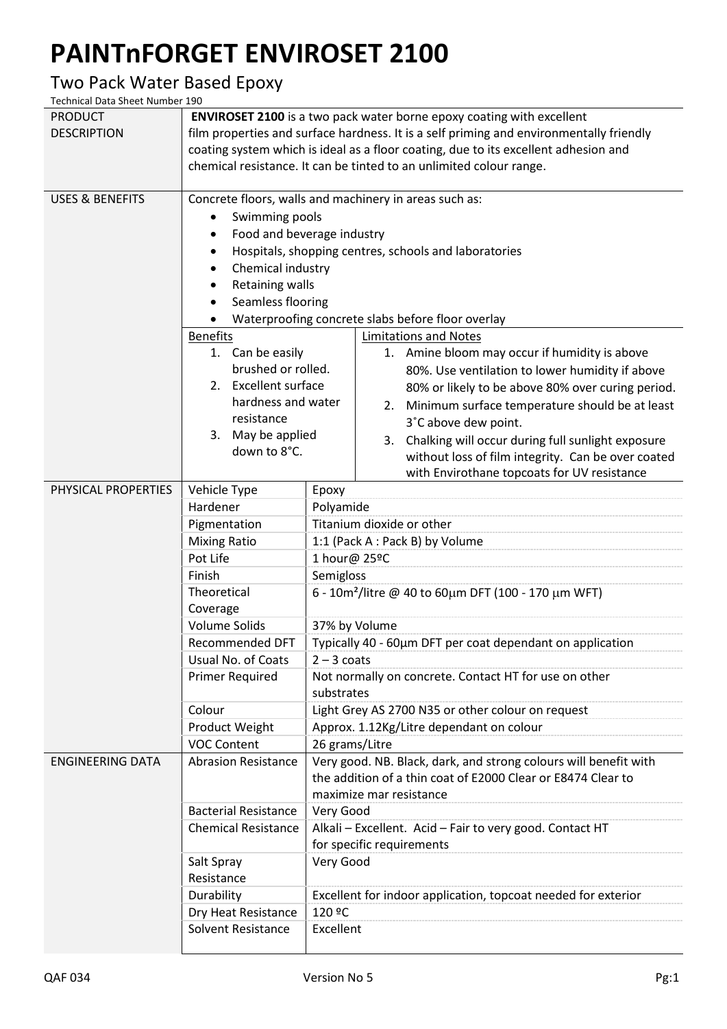# PAINTnFORGET ENVIROSET 2100

## Two Pack Water Based Epoxy

Technical Data Sheet Number 190

**PRODUCT DESCRIPTION**

**ENVIROSET 2100** is a two pack water borne epoxy coating with excellent film properties and surface hardness. It is a self priming and environmentally friendly coating system which is ideal as a floor coating, due to its excellent adhesion and chemical resistance. It can be tinted to an unlimited colour range.

**USES & BENEFITS**

Concrete floors, walls and machinery in areas such as:

- Swimming pools
- Food and beverage industry
- Hospitals, shopping centres, schools and laboratories
- Chemical industry
- Retaining walls
- Seamless flooring
- Waterproofing concrete slabs before floor overlay

Benefits

1. Can be easily brushed or rolled.
2. Excellent surface hardness and water resistance
3. May be applied down to 8°C.

Limitations and Notes

1. Amine bloom may occur if humidity is above 80%. Use ventilation to lower humidity if above 80% or likely to be above 80% over curing period.
2. Minimum surface temperature should be at least 3˚C above dew point.
3. Chalking will occur during full sunlight exposure without loss of film integrity. Can be over coated with Envirothane topcoats for UV resistance

**PHYSICAL PROPERTIES**

| Property | Value |
| --- | --- |
| Vehicle Type | Epoxy |
| Hardener | Polyamide |
| Pigmentation | Titanium dioxide or other |
| Mixing Ratio | 1:1 (Pack A : Pack B) by Volume |
| Pot Life | 1 hour@ 25ºC |
| Finish | Semigloss |
| Theoretical Coverage | 6 - 10m²/litre @ 40 to 60μm DFT (100 - 170 μm WFT) |
| Volume Solids | 37% by Volume |
| Recommended DFT | Typically 40 - 60μm DFT per coat dependant on application |
| Usual No. of Coats | 2 – 3 coats |
| Primer Required | Not normally on concrete. Contact HT for use on other substrates |
| Colour | Light Grey AS 2700 N35 or other colour on request |
| Product Weight | Approx. 1.12Kg/Litre dependant on colour |
| VOC Content | 26 grams/Litre |

**ENGINEERING DATA**

| Property | Value |
| --- | --- |
| Abrasion Resistance | Very good. NB. Black, dark, and strong colours will benefit with the addition of a thin coat of E2000 Clear or E8474 Clear to maximize mar resistance |
| Bacterial Resistance | Very Good |
| Chemical Resistance | Alkali – Excellent. Acid – Fair to very good. Contact HT for specific requirements |
| Salt Spray Resistance | Very Good |
| Durability | Excellent for indoor application, topcoat needed for exterior |
| Dry Heat Resistance | 120 ºC |
| Solvent Resistance | Excellent |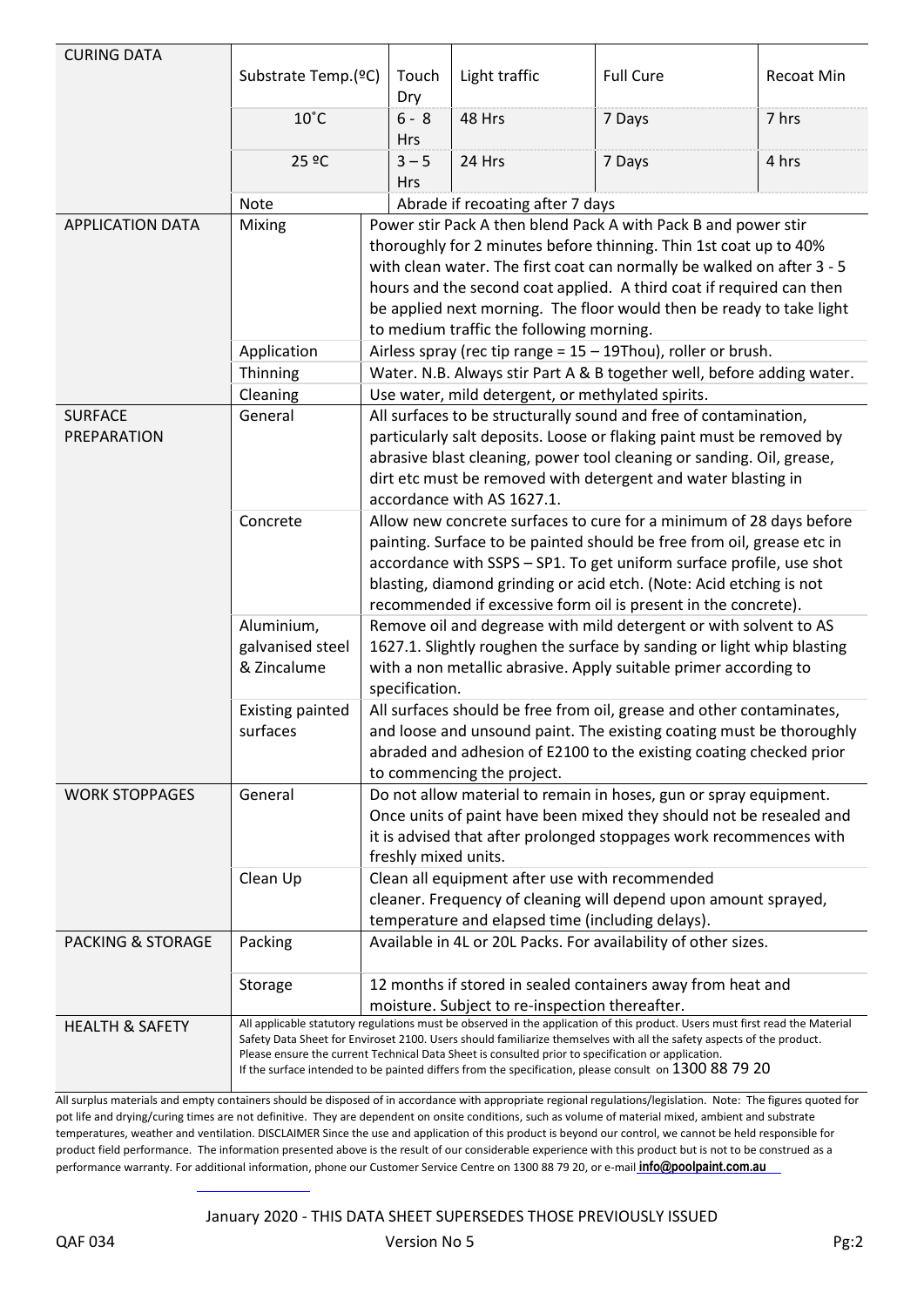| | | | | | |
|---|---|---|---|---|---|
| CURING DATA | Substrate Temp.(ºC) | Touch Dry | Light traffic | Full Cure | Recoat Min |
| | 10˚C | 6 - 8 Hrs | 48 Hrs | 7 Days | 7 hrs |
| | 25 ºC | 3 – 5 Hrs | 24 Hrs | 7 Days | 4 hrs |
| | Note | Abrade if recoating after 7 days | | | |

| | | |
|---|---|---|
| APPLICATION DATA | Mixing | Power stir Pack A then blend Pack A with Pack B and power stir thoroughly for 2 minutes before thinning. Thin 1st coat up to 40% with clean water. The first coat can normally be walked on after 3 - 5 hours and the second coat applied. A third coat if required can then be applied next morning. The floor would then be ready to take light to medium traffic the following morning. |
| | Application | Airless spray (rec tip range = 15 – 19Thou), roller or brush. |
| | Thinning | Water. N.B. Always stir Part A & B together well, before adding water. |
| | Cleaning | Use water, mild detergent, or methylated spirits. |
| SURFACE PREPARATION | General | All surfaces to be structurally sound and free of contamination, particularly salt deposits. Loose or flaking paint must be removed by abrasive blast cleaning, power tool cleaning or sanding. Oil, grease, dirt etc must be removed with detergent and water blasting in accordance with AS 1627.1. |
| | Concrete | Allow new concrete surfaces to cure for a minimum of 28 days before painting. Surface to be painted should be free from oil, grease etc in accordance with SSPS – SP1. To get uniform surface profile, use shot blasting, diamond grinding or acid etch. (Note: Acid etching is not recommended if excessive form oil is present in the concrete). |
| | Aluminium, galvanised steel & Zincalume | Remove oil and degrease with mild detergent or with solvent to AS 1627.1. Slightly roughen the surface by sanding or light whip blasting with a non metallic abrasive. Apply suitable primer according to specification. |
| | Existing painted surfaces | All surfaces should be free from oil, grease and other contaminates, and loose and unsound paint. The existing coating must be thoroughly abraded and adhesion of E2100 to the existing coating checked prior to commencing the project. |
| WORK STOPPAGES | General | Do not allow material to remain in hoses, gun or spray equipment. Once units of paint have been mixed they should not be resealed and it is advised that after prolonged stoppages work recommences with freshly mixed units. |
| | Clean Up | Clean all equipment after use with recommended cleaner. Frequency of cleaning will depend upon amount sprayed, temperature and elapsed time (including delays). |
| PACKING & STORAGE | Packing | Available in 4L or 20L Packs. For availability of other sizes. |
| | Storage | 12 months if stored in sealed containers away from heat and moisture. Subject to re-inspection thereafter. |
| HEALTH & SAFETY | All applicable statutory regulations must be observed in the application of this product. Users must first read the Material Safety Data Sheet for Enviroset 2100. Users should familiarize themselves with all the safety aspects of the product. Please ensure the current Technical Data Sheet is consulted prior to specification or application. If the surface intended to be painted differs from the specification, please consult on 1300 88 79 20 | |

All surplus materials and empty containers should be disposed of in accordance with appropriate regional regulations/legislation. Note: The figures quoted for pot life and drying/curing times are not definitive. They are dependent on onsite conditions, such as volume of material mixed, ambient and substrate temperatures, weather and ventilation. DISCLAIMER Since the use and application of this product is beyond our control, we cannot be held responsible for product field performance. The information presented above is the result of our considerable experience with this product but is not to be construed as a performance warranty. For additional information, phone our Customer Service Centre on 1300 88 79 20, or e-mail **info@poolpaint.com.au**

January 2020 - THIS DATA SHEET SUPERSEDES THOSE PREVIOUSLY ISSUED

QAF 034 Version No 5